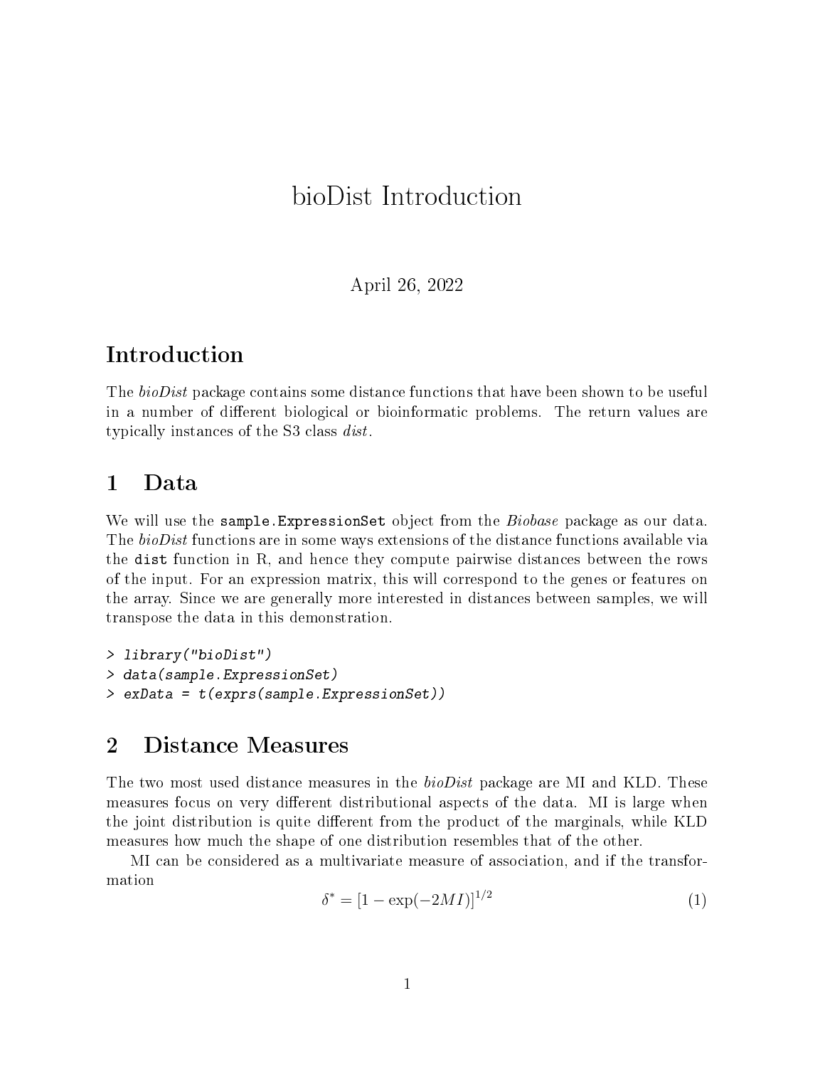# bioDist Introduction

April 26, 2022

## Introduction

The *bioDist* package contains some distance functions that have been shown to be useful in a number of different biological or bioinformatic problems. The return values are typically instances of the S3 class *dist*.

## 1 Data

We will use the `sample.ExpressionSet` object from the *Biobase* package as our data. The *bioDist* functions are in some ways extensions of the distance functions available via the `dist` function in R, and hence they compute pairwise distances between the rows of the input. For an expression matrix, this will correspond to the genes or features on the array. Since we are generally more interested in distances between samples, we will transpose the data in this demonstration.

```
> library("bioDist")
> data(sample.ExpressionSet)
> exData = t(exprs(sample.ExpressionSet))
```

## 2 Distance Measures

The two most used distance measures in the *bioDist* package are MI and KLD. These measures focus on very different distributional aspects of the data. MI is large when the joint distribution is quite different from the product of the marginals, while KLD measures how much the shape of one distribution resembles that of the other.

MI can be considered as a multivariate measure of association, and if the transformation

$$\delta^* = [1 - \exp(-2MI)]^{1/2} \tag{1}$$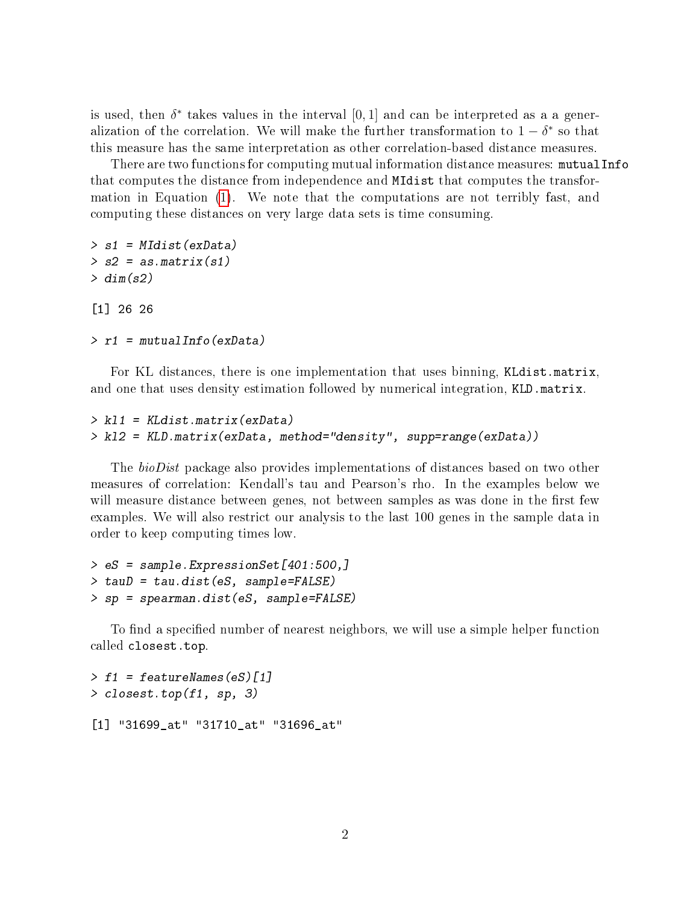is used, then $\delta^*$ takes values in the interval $[0, 1]$ and can be interpreted as a a generalization of the correlation. We will make the further transformation to $1 - \delta^*$ so that this measure has the same interpretation as other correlation-based distance measures.

There are two functions for computing mutual information distance measures: `mutualInfo` that computes the distance from independence and `MIdist` that computes the transformation in Equation (1). We note that the computations are not terribly fast, and computing these distances on very large data sets is time consuming.

```
> s1 = MIdist(exData)
> s2 = as.matrix(s1)
> dim(s2)

[1] 26 26

> r1 = mutualInfo(exData)
```

For KL distances, there is one implementation that uses binning, `KLdist.matrix`, and one that uses density estimation followed by numerical integration, `KLD.matrix`.

```
> kl1 = KLdist.matrix(exData)
> kl2 = KLD.matrix(exData, method="density", supp=range(exData))
```

The *bioDist* package also provides implementations of distances based on two other measures of correlation: Kendall's tau and Pearson's rho. In the examples below we will measure distance between genes, not between samples as was done in the first few examples. We will also restrict our analysis to the last 100 genes in the sample data in order to keep computing times low.

```
> eS = sample.ExpressionSet[401:500,]
> tauD = tau.dist(eS, sample=FALSE)
> sp = spearman.dist(eS, sample=FALSE)
```

To find a specified number of nearest neighbors, we will use a simple helper function called `closest.top`.

```
> f1 = featureNames(eS)[1]
> closest.top(f1, sp, 3)

[1] "31699_at" "31710_at" "31696_at"
```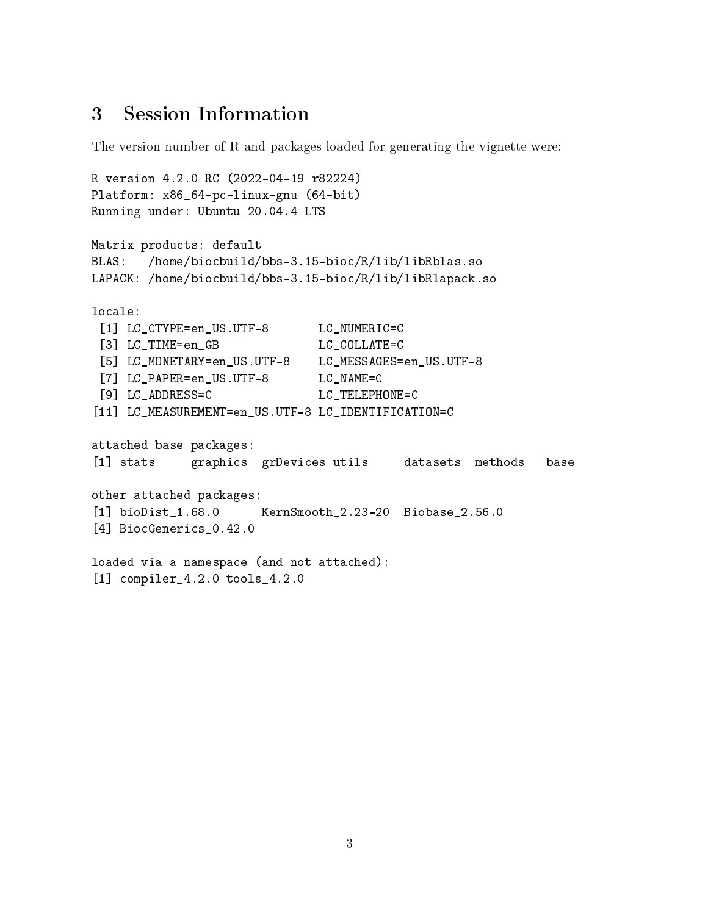## 3 Session Information

The version number of R and packages loaded for generating the vignette were:

```
R version 4.2.0 RC (2022-04-19 r82224)
Platform: x86_64-pc-linux-gnu (64-bit)
Running under: Ubuntu 20.04.4 LTS

Matrix products: default
BLAS:   /home/biocbuild/bbs-3.15-bioc/R/lib/libRblas.so
LAPACK: /home/biocbuild/bbs-3.15-bioc/R/lib/libRlapack.so

locale:
 [1] LC_CTYPE=en_US.UTF-8       LC_NUMERIC=C
 [3] LC_TIME=en_GB              LC_COLLATE=C
 [5] LC_MONETARY=en_US.UTF-8    LC_MESSAGES=en_US.UTF-8
 [7] LC_PAPER=en_US.UTF-8       LC_NAME=C
 [9] LC_ADDRESS=C               LC_TELEPHONE=C
[11] LC_MEASUREMENT=en_US.UTF-8 LC_IDENTIFICATION=C

attached base packages:
[1] stats     graphics  grDevices utils     datasets  methods   base

other attached packages:
[1] bioDist_1.68.0      KernSmooth_2.23-20  Biobase_2.56.0
[4] BiocGenerics_0.42.0

loaded via a namespace (and not attached):
[1] compiler_4.2.0 tools_4.2.0
```